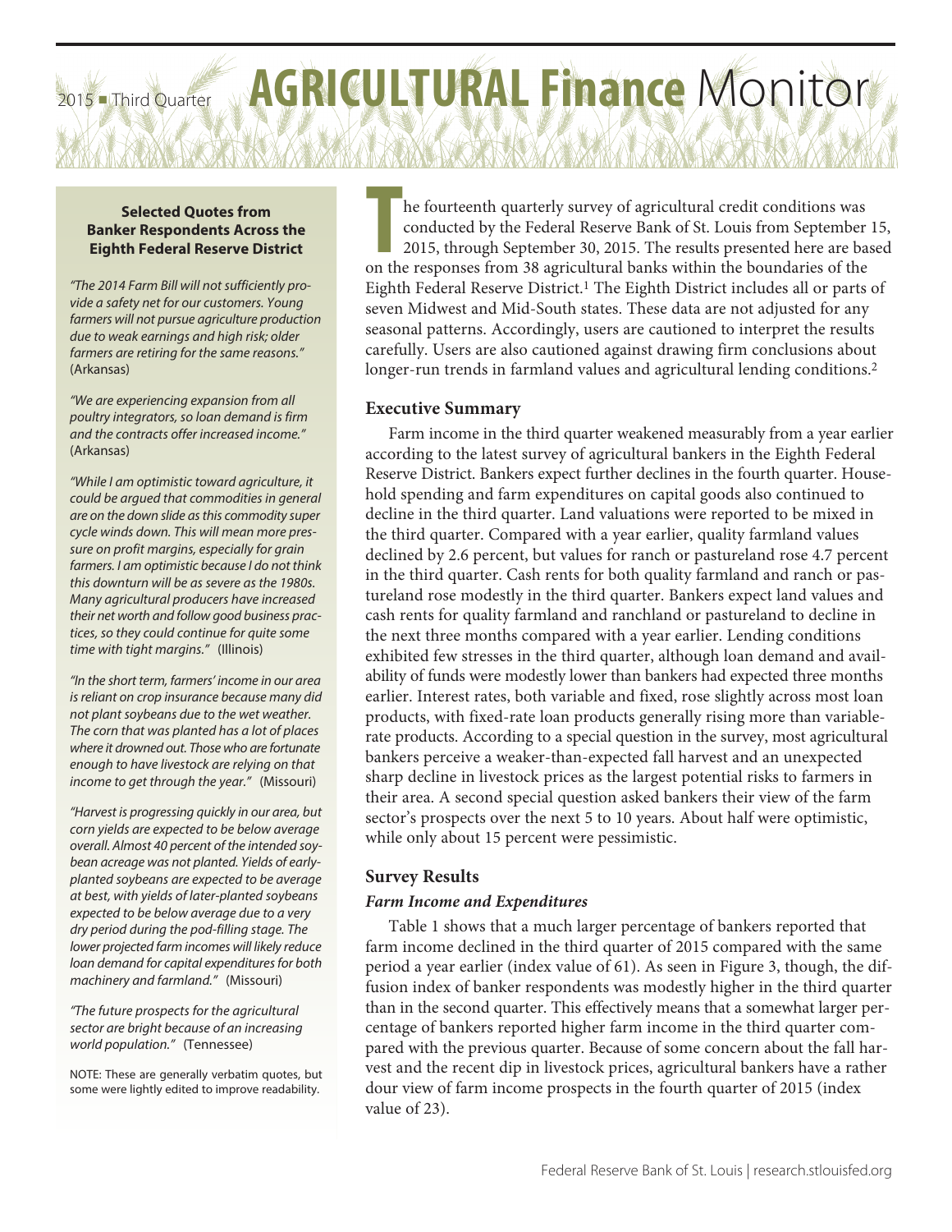2015 ■ Third Quarter

# AGRICULTURAL Finance Monitor

**Selected Quotes from Banker Respondents Across the Eighth Federal Reserve District**

*"The 2014 Farm Bill will not sufficiently provide a safety net for our customers. Young farmers will not pursue agriculture production due to weak earnings and high risk; older farmers are retiring for the same reasons."* (Arkansas)

*"We are experiencing expansion from all poultry integrators, so loan demand is firm and the contracts offer increased income."* (Arkansas)

*"While I am optimistic toward agriculture, it could be argued that commodities in general are on the down slide as this commodity super cycle winds down. This will mean more pressure on profit margins, especially for grain farmers. I am optimistic because I do not think this downturn will be as severe as the 1980s. Many agricultural producers have increased their net worth and follow good business practices, so they could continue for quite some time with tight margins."* (Illinois)

*"In the short term, farmers' income in our area is reliant on crop insurance because many did not plant soybeans due to the wet weather. The corn that was planted has a lot of places where it drowned out. Those who are fortunate enough to have livestock are relying on that income to get through the year."* (Missouri)

*"Harvest is progressing quickly in our area, but corn yields are expected to be below average overall. Almost 40 percent of the intended soybean acreage was not planted. Yields of early-planted soybeans are expected to be average at best, with yields of later-planted soybeans expected to be below average due to a very dry period during the pod-filling stage. The lower projected farm incomes will likely reduce loan demand for capital expenditures for both machinery and farmland."* (Missouri)

*"The future prospects for the agricultural sector are bright because of an increasing world population."* (Tennessee)

NOTE: These are generally verbatim quotes, but some were lightly edited to improve readability.

The fourteenth quarterly survey of agricultural credit conditions was conducted by the Federal Reserve Bank of St. Louis from September 15, 2015, through September 30, 2015. The results presented here are based on the responses from 38 agricultural banks within the boundaries of the Eighth Federal Reserve District.[1] The Eighth District includes all or parts of seven Midwest and Mid-South states. These data are not adjusted for any seasonal patterns. Accordingly, users are cautioned to interpret the results carefully. Users are also cautioned against drawing firm conclusions about longer-run trends in farmland values and agricultural lending conditions.[2]

## Executive Summary

Farm income in the third quarter weakened measurably from a year earlier according to the latest survey of agricultural bankers in the Eighth Federal Reserve District. Bankers expect further declines in the fourth quarter. Household spending and farm expenditures on capital goods also continued to decline in the third quarter. Land valuations were reported to be mixed in the third quarter. Compared with a year earlier, quality farmland values declined by 2.6 percent, but values for ranch or pastureland rose 4.7 percent in the third quarter. Cash rents for both quality farmland and ranch or pastureland rose modestly in the third quarter. Bankers expect land values and cash rents for quality farmland and ranchland or pastureland to decline in the next three months compared with a year earlier. Lending conditions exhibited few stresses in the third quarter, although loan demand and availability of funds were modestly lower than bankers had expected three months earlier. Interest rates, both variable and fixed, rose slightly across most loan products, with fixed-rate loan products generally rising more than variable-rate products. According to a special question in the survey, most agricultural bankers perceive a weaker-than-expected fall harvest and an unexpected sharp decline in livestock prices as the largest potential risks to farmers in their area. A second special question asked bankers their view of the farm sector's prospects over the next 5 to 10 years. About half were optimistic, while only about 15 percent were pessimistic.

## Survey Results

### *Farm Income and Expenditures*

Table 1 shows that a much larger percentage of bankers reported that farm income declined in the third quarter of 2015 compared with the same period a year earlier (index value of 61). As seen in Figure 3, though, the diffusion index of banker respondents was modestly higher in the third quarter than in the second quarter. This effectively means that a somewhat larger percentage of bankers reported higher farm income in the third quarter compared with the previous quarter. Because of some concern about the fall harvest and the recent dip in livestock prices, agricultural bankers have a rather dour view of farm income prospects in the fourth quarter of 2015 (index value of 23).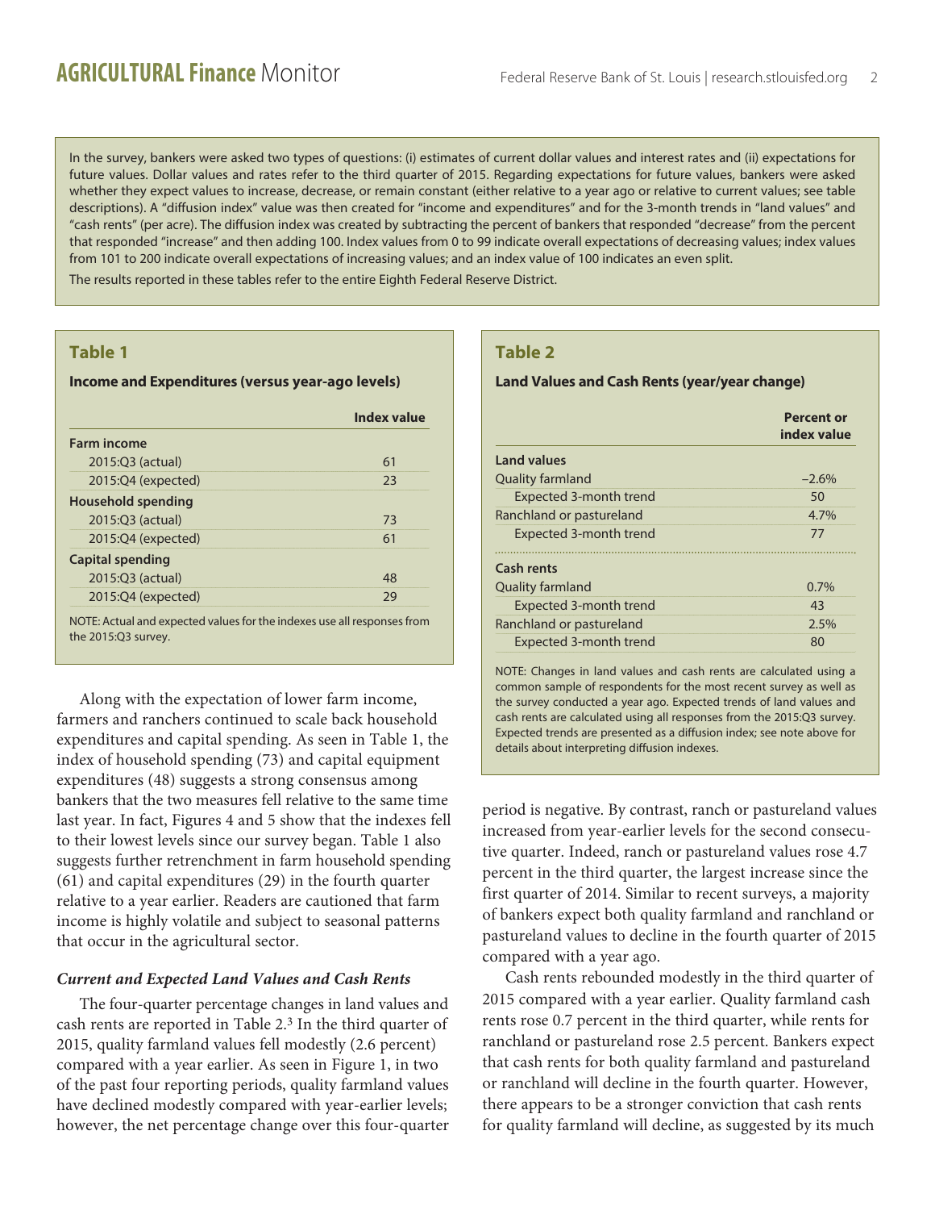In the survey, bankers were asked two types of questions: (i) estimates of current dollar values and interest rates and (ii) expectations for future values. Dollar values and rates refer to the third quarter of 2015. Regarding expectations for future values, bankers were asked whether they expect values to increase, decrease, or remain constant (either relative to a year ago or relative to current values; see table descriptions). A "diffusion index" value was then created for "income and expenditures" and for the 3-month trends in "land values" and "cash rents" (per acre). The diffusion index was created by subtracting the percent of bankers that responded "decrease" from the percent that responded "increase" and then adding 100. Index values from 0 to 99 indicate overall expectations of decreasing values; index values from 101 to 200 indicate overall expectations of increasing values; and an index value of 100 indicates an even split.

The results reported in these tables refer to the entire Eighth Federal Reserve District.

### Table 1

**Income and Expenditures (versus year-ago levels)**

| | Index value |
|---|---|
| **Farm income** | |
| 2015:Q3 (actual) | 61 |
| 2015:Q4 (expected) | 23 |
| **Household spending** | |
| 2015:Q3 (actual) | 73 |
| 2015:Q4 (expected) | 61 |
| **Capital spending** | |
| 2015:Q3 (actual) | 48 |
| 2015:Q4 (expected) | 29 |

NOTE: Actual and expected values for the indexes use all responses from the 2015:Q3 survey.

### Table 2

**Land Values and Cash Rents (year/year change)**

| | Percent or index value |
|---|---|
| **Land values** | |
| Quality farmland | −2.6% |
| Expected 3-month trend | 50 |
| Ranchland or pastureland | 4.7% |
| Expected 3-month trend | 77 |
| **Cash rents** | |
| Quality farmland | 0.7% |
| Expected 3-month trend | 43 |
| Ranchland or pastureland | 2.5% |
| Expected 3-month trend | 80 |

NOTE: Changes in land values and cash rents are calculated using a common sample of respondents for the most recent survey as well as the survey conducted a year ago. Expected trends of land values and cash rents are calculated using all responses from the 2015:Q3 survey. Expected trends are presented as a diffusion index; see note above for details about interpreting diffusion indexes.

Along with the expectation of lower farm income, farmers and ranchers continued to scale back household expenditures and capital spending. As seen in Table 1, the index of household spending (73) and capital equipment expenditures (48) suggests a strong consensus among bankers that the two measures fell relative to the same time last year. In fact, Figures 4 and 5 show that the indexes fell to their lowest levels since our survey began. Table 1 also suggests further retrenchment in farm household spending (61) and capital expenditures (29) in the fourth quarter relative to a year earlier. Readers are cautioned that farm income is highly volatile and subject to seasonal patterns that occur in the agricultural sector.

#### *Current and Expected Land Values and Cash Rents*

The four-quarter percentage changes in land values and cash rents are reported in Table 2.[3] In the third quarter of 2015, quality farmland values fell modestly (2.6 percent) compared with a year earlier. As seen in Figure 1, in two of the past four reporting periods, quality farmland values have declined modestly compared with year-earlier levels; however, the net percentage change over this four-quarter period is negative. By contrast, ranch or pastureland values increased from year-earlier levels for the second consecutive quarter. Indeed, ranch or pastureland values rose 4.7 percent in the third quarter, the largest increase since the first quarter of 2014. Similar to recent surveys, a majority of bankers expect both quality farmland and ranchland or pastureland values to decline in the fourth quarter of 2015 compared with a year ago.

Cash rents rebounded modestly in the third quarter of 2015 compared with a year earlier. Quality farmland cash rents rose 0.7 percent in the third quarter, while rents for ranchland or pastureland rose 2.5 percent. Bankers expect that cash rents for both quality farmland and pastureland or ranchland will decline in the fourth quarter. However, there appears to be a stronger conviction that cash rents for quality farmland will decline, as suggested by its much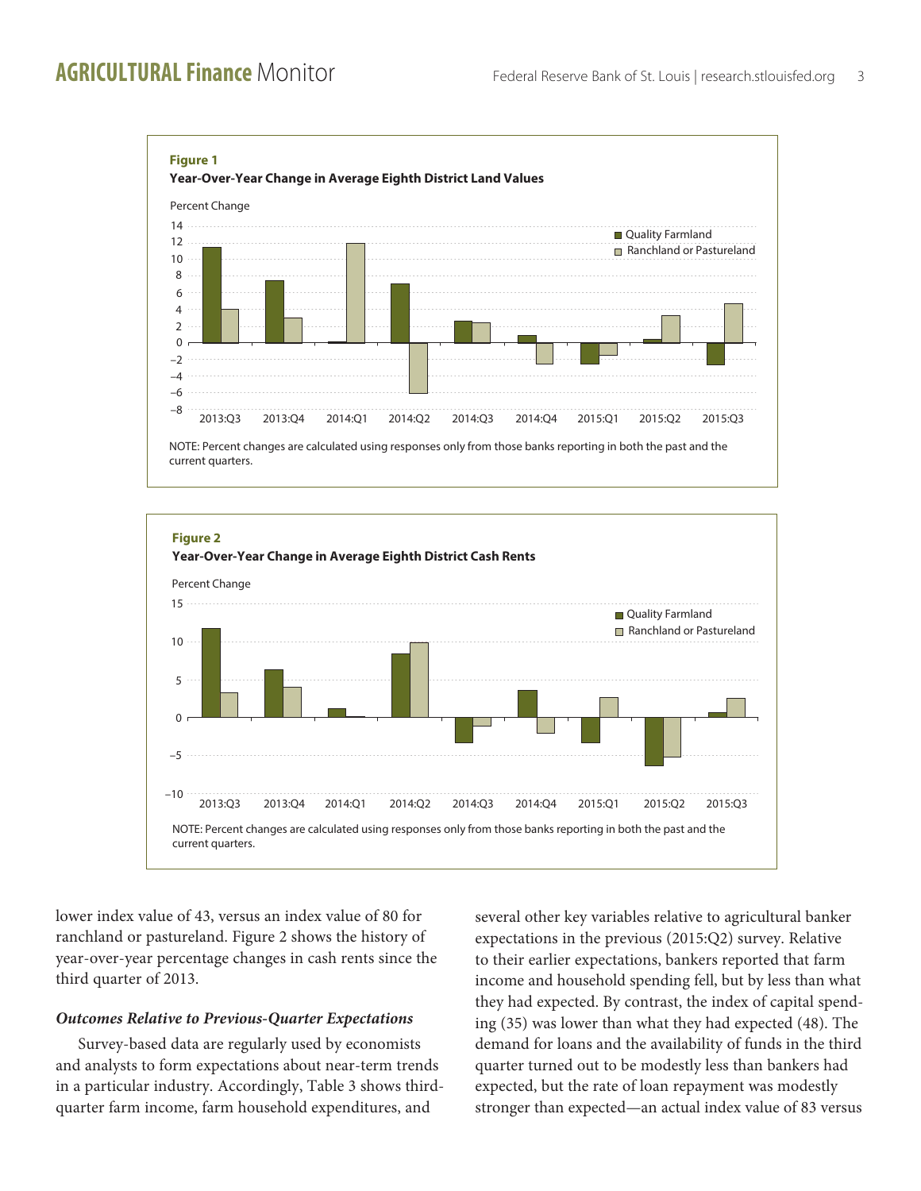**Figure 1**

**Year-Over-Year Change in Average Eighth District Land Values**

Percent Change

14
12
10
8
6
4
2
0
–2
–4
–6
–8

2013:Q3 2013:Q4 2014:Q1 2014:Q2 2014:Q3 2014:Q4 2015:Q1 2015:Q2 2015:Q3

Quality Farmland
Ranchland or Pastureland

NOTE: Percent changes are calculated using responses only from those banks reporting in both the past and the current quarters.

**Figure 2**

**Year-Over-Year Change in Average Eighth District Cash Rents**

Percent Change

15
10
5
0
–5
–10

2013:Q3 2013:Q4 2014:Q1 2014:Q2 2014:Q3 2014:Q4 2015:Q1 2015:Q2 2015:Q3

Quality Farmland
Ranchland or Pastureland

NOTE: Percent changes are calculated using responses only from those banks reporting in both the past and the current quarters.

lower index value of 43, versus an index value of 80 for ranchland or pastureland. Figure 2 shows the history of year-over-year percentage changes in cash rents since the third quarter of 2013.

***Outcomes Relative to Previous-Quarter Expectations***

Survey-based data are regularly used by economists and analysts to form expectations about near-term trends in a particular industry. Accordingly, Table 3 shows third-quarter farm income, farm household expenditures, and several other key variables relative to agricultural banker expectations in the previous (2015:Q2) survey. Relative to their earlier expectations, bankers reported that farm income and household spending fell, but by less than what they had expected. By contrast, the index of capital spending (35) was lower than what they had expected (48). The demand for loans and the availability of funds in the third quarter turned out to be modestly less than bankers had expected, but the rate of loan repayment was modestly stronger than expected—an actual index value of 83 versus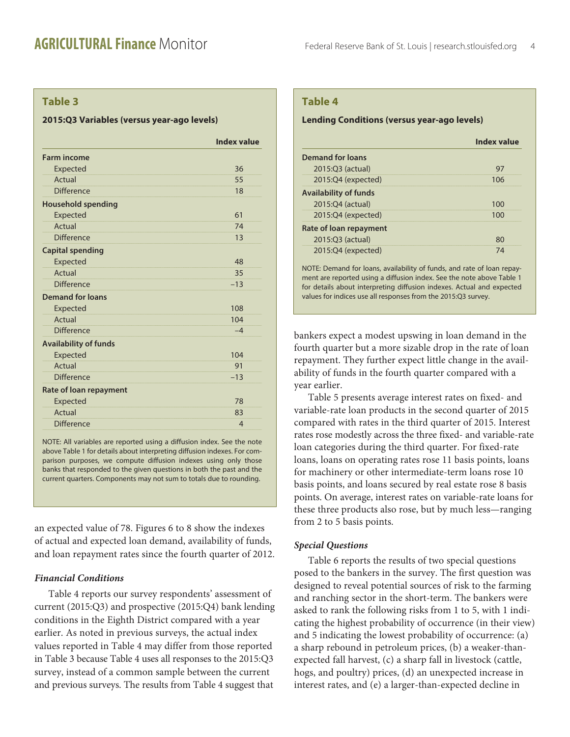**Table 3**

**2015:Q3 Variables (versus year-ago levels)**

| | Index value |
|---|---|
| **Farm income** | |
| Expected | 36 |
| Actual | 55 |
| Difference | 18 |
| **Household spending** | |
| Expected | 61 |
| Actual | 74 |
| Difference | 13 |
| **Capital spending** | |
| Expected | 48 |
| Actual | 35 |
| Difference | –13 |
| **Demand for loans** | |
| Expected | 108 |
| Actual | 104 |
| Difference | –4 |
| **Availability of funds** | |
| Expected | 104 |
| Actual | 91 |
| Difference | –13 |
| **Rate of loan repayment** | |
| Expected | 78 |
| Actual | 83 |
| Difference | 4 |

NOTE: All variables are reported using a diffusion index. See the note above Table 1 for details about interpreting diffusion indexes. For comparison purposes, we compute diffusion indexes using only those banks that responded to the given questions in both the past and the current quarters. Components may not sum to totals due to rounding.

an expected value of 78. Figures 6 to 8 show the indexes of actual and expected loan demand, availability of funds, and loan repayment rates since the fourth quarter of 2012.

### *Financial Conditions*

Table 4 reports our survey respondents' assessment of current (2015:Q3) and prospective (2015:Q4) bank lending conditions in the Eighth District compared with a year earlier. As noted in previous surveys, the actual index values reported in Table 4 may differ from those reported in Table 3 because Table 4 uses all responses to the 2015:Q3 survey, instead of a common sample between the current and previous surveys. The results from Table 4 suggest that bankers expect a modest upswing in loan demand in the fourth quarter but a more sizable drop in the rate of loan repayment. They further expect little change in the availability of funds in the fourth quarter compared with a year earlier.

**Table 4**

**Lending Conditions (versus year-ago levels)**

| | Index value |
|---|---|
| **Demand for loans** | |
| 2015:Q3 (actual) | 97 |
| 2015:Q4 (expected) | 106 |
| **Availability of funds** | |
| 2015:Q4 (actual) | 100 |
| 2015:Q4 (expected) | 100 |
| **Rate of loan repayment** | |
| 2015:Q3 (actual) | 80 |
| 2015:Q4 (expected) | 74 |

NOTE: Demand for loans, availability of funds, and rate of loan repayment are reported using a diffusion index. See the note above Table 1 for details about interpreting diffusion indexes. Actual and expected values for indices use all responses from the 2015:Q3 survey.

Table 5 presents average interest rates on fixed- and variable-rate loan products in the second quarter of 2015 compared with rates in the third quarter of 2015. Interest rates rose modestly across the three fixed- and variable-rate loan categories during the third quarter. For fixed-rate loans, loans on operating rates rose 11 basis points, loans for machinery or other intermediate-term loans rose 10 basis points, and loans secured by real estate rose 8 basis points. On average, interest rates on variable-rate loans for these three products also rose, but by much less—ranging from 2 to 5 basis points.

### *Special Questions*

Table 6 reports the results of two special questions posed to the bankers in the survey. The first question was designed to reveal potential sources of risk to the farming and ranching sector in the short-term. The bankers were asked to rank the following risks from 1 to 5, with 1 indicating the highest probability of occurrence (in their view) and 5 indicating the lowest probability of occurrence: (a) a sharp rebound in petroleum prices, (b) a weaker-than-expected fall harvest, (c) a sharp fall in livestock (cattle, hogs, and poultry) prices, (d) an unexpected increase in interest rates, and (e) a larger-than-expected decline in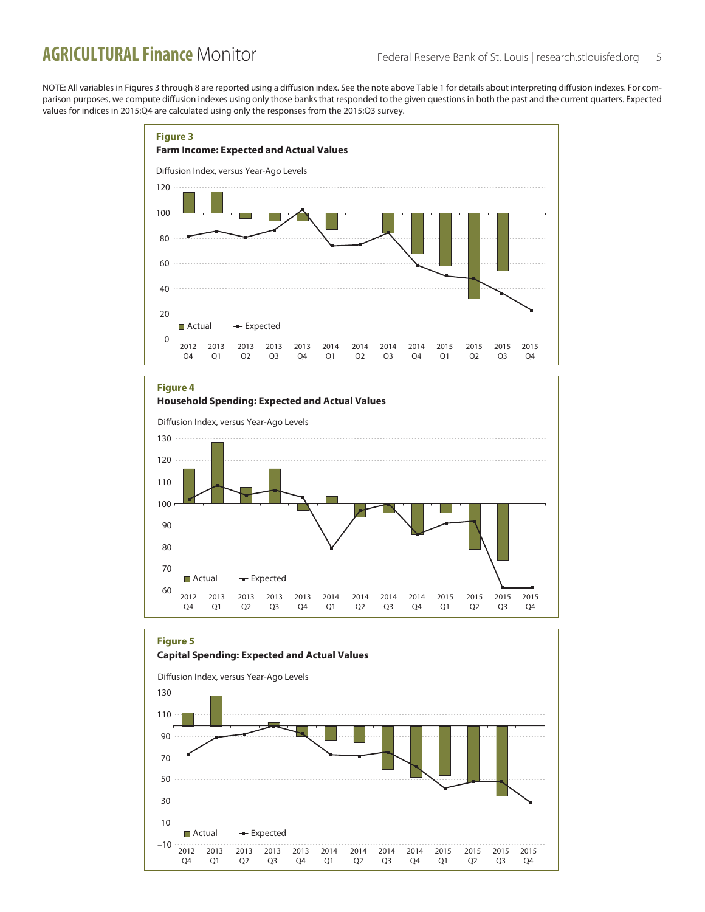NOTE: All variables in Figures 3 through 8 are reported using a diffusion index. See the note above Table 1 for details about interpreting diffusion indexes. For comparison purposes, we compute diffusion indexes using only those banks that responded to the given questions in both the past and the current quarters. Expected values for indices in 2015:Q4 are calculated using only the responses from the 2015:Q3 survey.

**Figure 3**

**Farm Income: Expected and Actual Values**

Diffusion Index, versus Year-Ago Levels

120
100
80
60
40
20
0

Actual
Expected

2012 Q4
2013 Q1
2013 Q2
2013 Q3
2013 Q4
2014 Q1
2014 Q2
2014 Q3
2014 Q4
2015 Q1
2015 Q2
2015 Q3
2015 Q4

**Figure 4**

**Household Spending: Expected and Actual Values**

Diffusion Index, versus Year-Ago Levels

130
120
110
100
90
80
70
60

Actual
Expected

2012 Q4
2013 Q1
2013 Q2
2013 Q3
2013 Q4
2014 Q1
2014 Q2
2014 Q3
2014 Q4
2015 Q1
2015 Q2
2015 Q3
2015 Q4

**Figure 5**

**Capital Spending: Expected and Actual Values**

Diffusion Index, versus Year-Ago Levels

130
110
90
70
50
30
10
–10

Actual
Expected

2012 Q4
2013 Q1
2013 Q2
2013 Q3
2013 Q4
2014 Q1
2014 Q2
2014 Q3
2014 Q4
2015 Q1
2015 Q2
2015 Q3
2015 Q4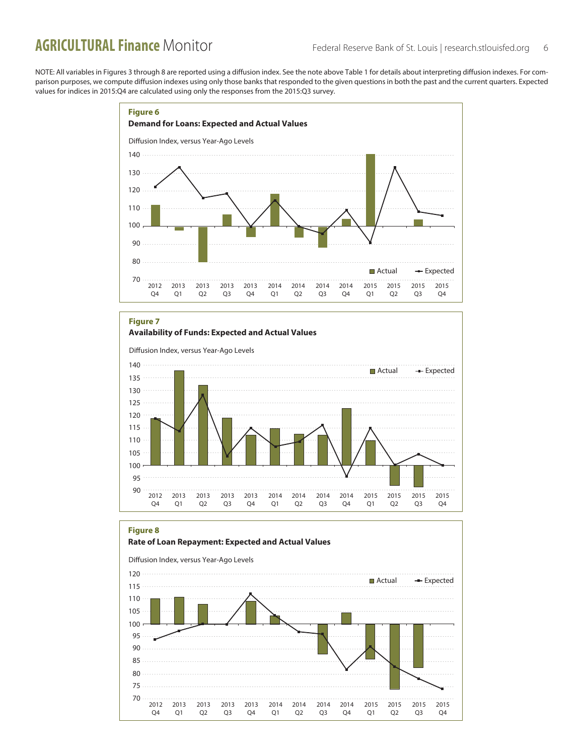NOTE: All variables in Figures 3 through 8 are reported using a diffusion index. See the note above Table 1 for details about interpreting diffusion indexes. For comparison purposes, we compute diffusion indexes using only those banks that responded to the given questions in both the past and the current quarters. Expected values for indices in 2015:Q4 are calculated using only the responses from the 2015:Q3 survey.

**Figure 6**

**Demand for Loans: Expected and Actual Values**

Diffusion Index, versus Year-Ago Levels

140
130
120
110
100
90
80
70

Actual
Expected

2012 Q4
2013 Q1
2013 Q2
2013 Q3
2013 Q4
2014 Q1
2014 Q2
2014 Q3
2014 Q4
2015 Q1
2015 Q2
2015 Q3
2015 Q4

**Figure 7**

**Availability of Funds: Expected and Actual Values**

Diffusion Index, versus Year-Ago Levels

140
135
130
125
120
115
110
105
100
95
90

Actual
Expected

2012 Q4
2013 Q1
2013 Q2
2013 Q3
2013 Q4
2014 Q1
2014 Q2
2014 Q3
2014 Q4
2015 Q1
2015 Q2
2015 Q3
2015 Q4

**Figure 8**

**Rate of Loan Repayment: Expected and Actual Values**

Diffusion Index, versus Year-Ago Levels

120
115
110
105
100
95
90
85
80
75
70

Actual
Expected

2012 Q4
2013 Q1
2013 Q2
2013 Q3
2013 Q4
2014 Q1
2014 Q2
2014 Q3
2014 Q4
2015 Q1
2015 Q2
2015 Q3
2015 Q4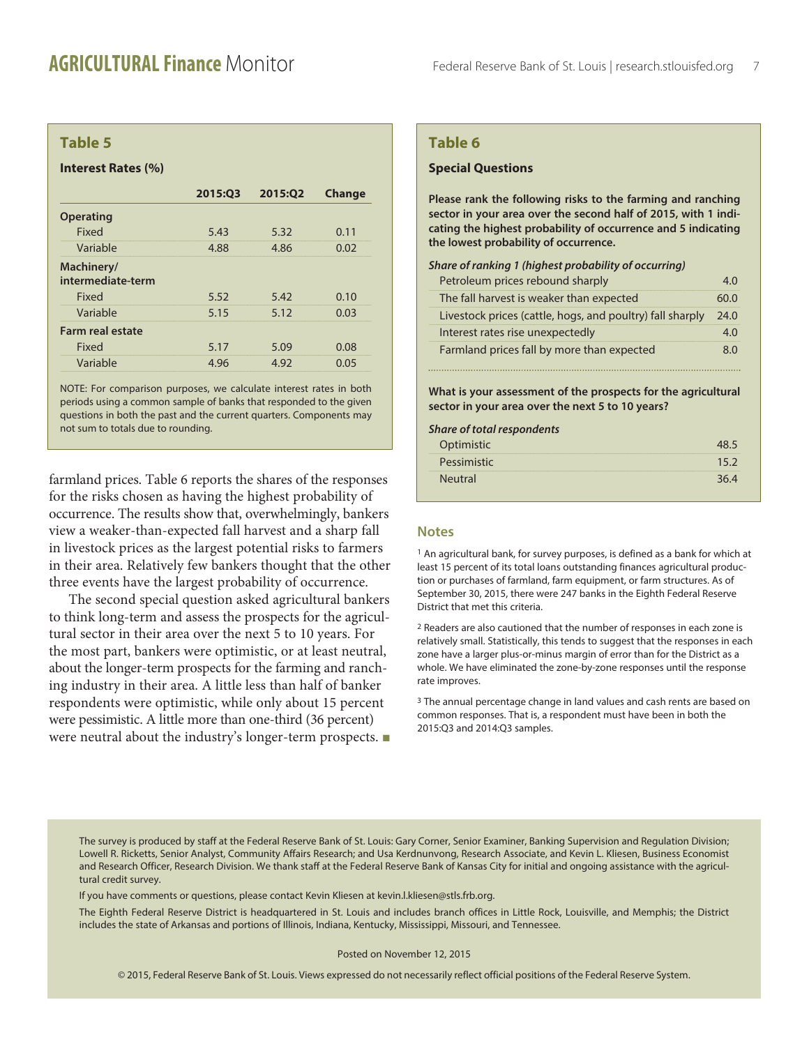### Table 5

**Interest Rates (%)**

| | 2015:Q3 | 2015:Q2 | Change |
|---|---|---|---|
| **Operating** | | | |
| Fixed | 5.43 | 5.32 | 0.11 |
| Variable | 4.88 | 4.86 | 0.02 |
| **Machinery/ intermediate-term** | | | |
| Fixed | 5.52 | 5.42 | 0.10 |
| Variable | 5.15 | 5.12 | 0.03 |
| **Farm real estate** | | | |
| Fixed | 5.17 | 5.09 | 0.08 |
| Variable | 4.96 | 4.92 | 0.05 |

NOTE: For comparison purposes, we calculate interest rates in both periods using a common sample of banks that responded to the given questions in both the past and the current quarters. Components may not sum to totals due to rounding.

farmland prices. Table 6 reports the shares of the responses for the risks chosen as having the highest probability of occurrence. The results show that, overwhelmingly, bankers view a weaker-than-expected fall harvest and a sharp fall in livestock prices as the largest potential risks to farmers in their area. Relatively few bankers thought that the other three events have the largest probability of occurrence.

The second special question asked agricultural bankers to think long-term and assess the prospects for the agricultural sector in their area over the next 5 to 10 years. For the most part, bankers were optimistic, or at least neutral, about the longer-term prospects for the farming and ranching industry in their area. A little less than half of banker respondents were optimistic, while only about 15 percent were pessimistic. A little more than one-third (36 percent) were neutral about the industry's longer-term prospects. ■

### Table 6

**Special Questions**

**Please rank the following risks to the farming and ranching sector in your area over the second half of 2015, with 1 indicating the highest probability of occurrence and 5 indicating the lowest probability of occurrence.**

| *Share of ranking 1 (highest probability of occurring)* | |
|---|---|
| Petroleum prices rebound sharply | 4.0 |
| The fall harvest is weaker than expected | 60.0 |
| Livestock prices (cattle, hogs, and poultry) fall sharply | 24.0 |
| Interest rates rise unexpectedly | 4.0 |
| Farmland prices fall by more than expected | 8.0 |

**What is your assessment of the prospects for the agricultural sector in your area over the next 5 to 10 years?**

| *Share of total respondents* | |
|---|---|
| Optimistic | 48.5 |
| Pessimistic | 15.2 |
| Neutral | 36.4 |

### Notes

[1] An agricultural bank, for survey purposes, is defined as a bank for which at least 15 percent of its total loans outstanding finances agricultural production or purchases of farmland, farm equipment, or farm structures. As of September 30, 2015, there were 247 banks in the Eighth Federal Reserve District that met this criteria.

[2] Readers are also cautioned that the number of responses in each zone is relatively small. Statistically, this tends to suggest that the responses in each zone have a larger plus-or-minus margin of error than for the District as a whole. We have eliminated the zone-by-zone responses until the response rate improves.

[3] The annual percentage change in land values and cash rents are based on common responses. That is, a respondent must have been in both the 2015:Q3 and 2014:Q3 samples.

The survey is produced by staff at the Federal Reserve Bank of St. Louis: Gary Corner, Senior Examiner, Banking Supervision and Regulation Division; Lowell R. Ricketts, Senior Analyst, Community Affairs Research; and Usa Kerdnunvong, Research Associate, and Kevin L. Kliesen, Business Economist and Research Officer, Research Division. We thank staff at the Federal Reserve Bank of Kansas City for initial and ongoing assistance with the agricultural credit survey.

If you have comments or questions, please contact Kevin Kliesen at kevin.l.kliesen@stls.frb.org.

The Eighth Federal Reserve District is headquartered in St. Louis and includes branch offices in Little Rock, Louisville, and Memphis; the District includes the state of Arkansas and portions of Illinois, Indiana, Kentucky, Mississippi, Missouri, and Tennessee.

Posted on November 12, 2015

© 2015, Federal Reserve Bank of St. Louis. Views expressed do not necessarily reflect official positions of the Federal Reserve System.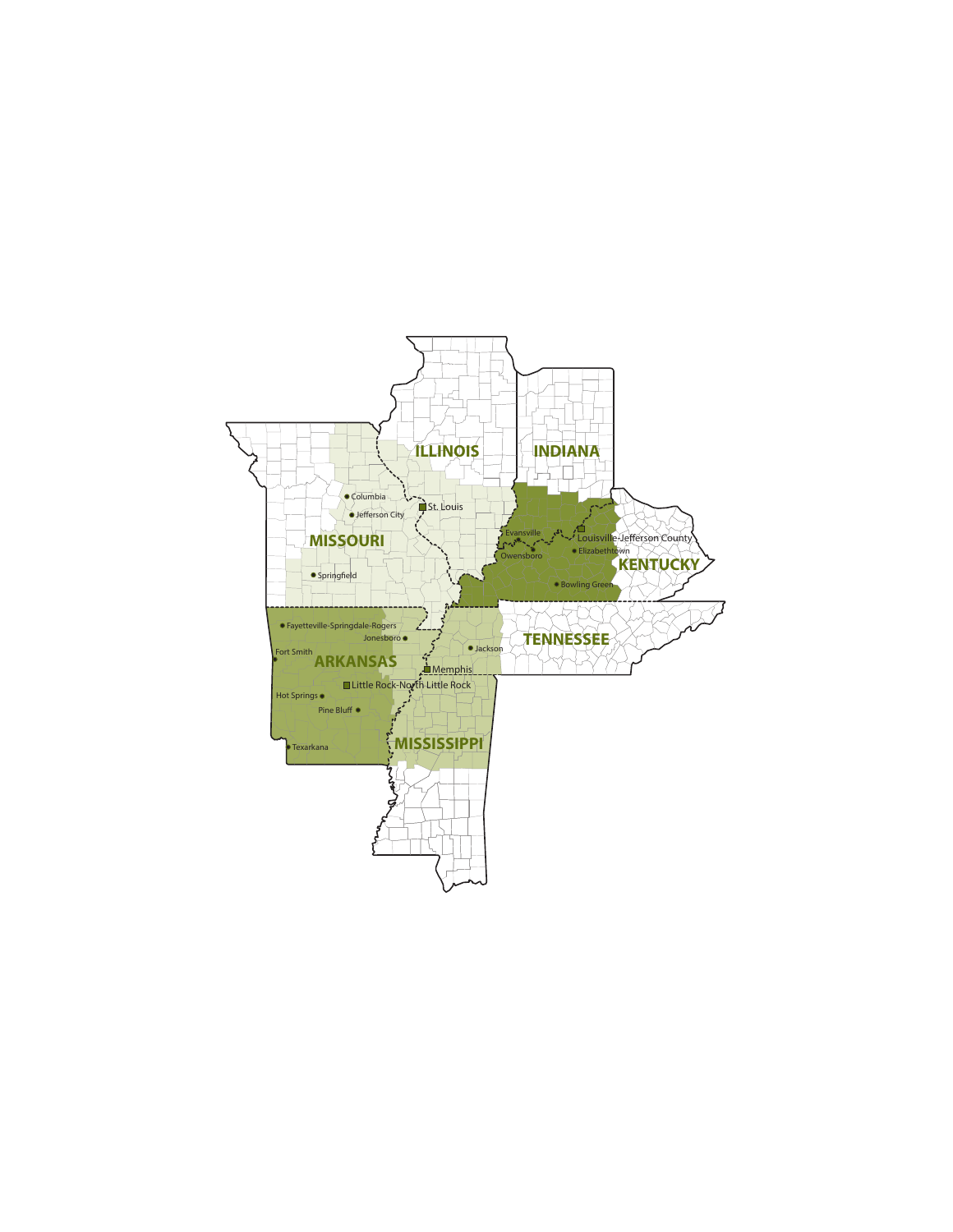ILLINOIS

INDIANA

St. Louis

Columbia

Jefferson City

MISSOURI

Springfield

Evansville

Owensboro

Louisville-Jefferson County

Elizabethtown

KENTUCKY

Bowling Green

TENNESSEE

Jackson

Fayetteville-Springdale-Rogers

Jonesboro

Fort Smith

ARKANSAS

Memphis

Little Rock-North Little Rock

Hot Springs

Pine Bluff

Texarkana

MISSISSIPPI